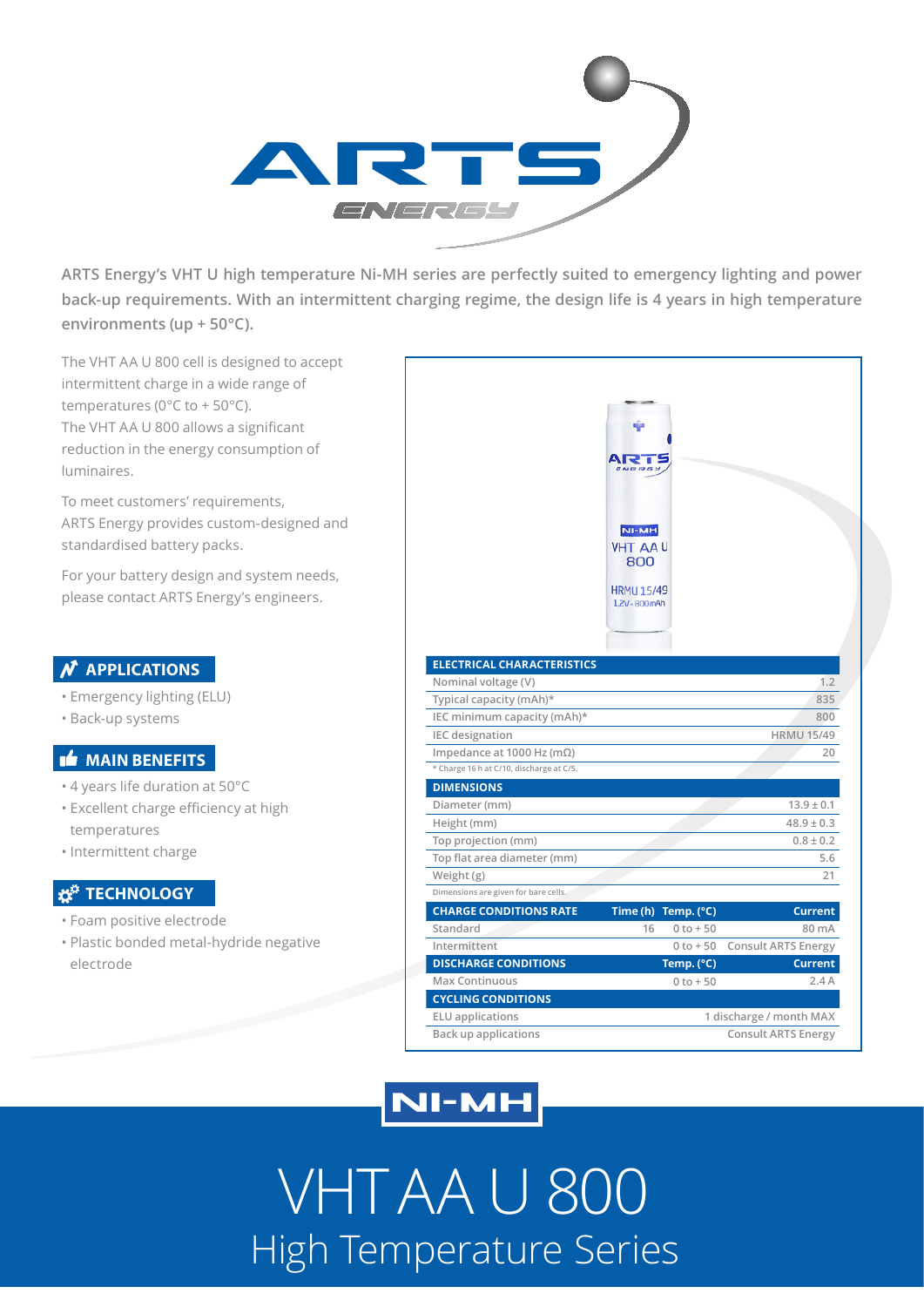**ARTS Energy's VHT U high temperature Ni-MH series are perfectly suited to emergency lighting and power back-up requirements. With an intermittent charging regime, the design life is 4 years in high temperature environments (up + 50°C).**

The VHT AA U 800 cell is designed to accept intermittent charge in a wide range of temperatures (0°C to + 50°C).
The VHT AA U 800 allows a significant reduction in the energy consumption of luminaires.

To meet customers' requirements, ARTS Energy provides custom-designed and standardised battery packs.

For your battery design and system needs, please contact ARTS Energy's engineers.

## APPLICATIONS

- Emergency lighting (ELU)
- Back-up systems

## MAIN BENEFITS

- 4 years life duration at 50°C
- Excellent charge efficiency at high temperatures
- Intermittent charge

## TECHNOLOGY

- Foam positive electrode
- Plastic bonded metal-hydride negative electrode

| ELECTRICAL CHARACTERISTICS | | | |
|---|---|---|---|
| Nominal voltage (V) | | | 1.2 |
| Typical capacity (mAh)* | | | 835 |
| IEC minimum capacity (mAh)* | | | 800 |
| IEC designation | | | HRMU 15/49 |
| Impedance at 1000 Hz (mΩ) | | | 20 |

\* Charge 16 h at C/10, discharge at C/5.

| DIMENSIONS | |
|---|---|
| Diameter (mm) | 13.9 ± 0.1 |
| Height (mm) | 48.9 ± 0.3 |
| Top projection (mm) | 0.8 ± 0.2 |
| Top flat area diameter (mm) | 5.6 |
| Weight (g) | 21 |

Dimensions are given for bare cells.

| CHARGE CONDITIONS RATE | Time (h) | Temp. (°C) | Current |
|---|---|---|---|
| Standard | 16 | 0 to + 50 | 80 mA |
| Intermittent | | 0 to + 50 | Consult ARTS Energy |
| **DISCHARGE CONDITIONS** | | **Temp. (°C)** | **Current** |
| Max Continuous | | 0 to + 50 | 2.4 A |
| **CYCLING CONDITIONS** | | | |
| ELU applications | | | 1 discharge / month MAX |
| Back up applications | | | Consult ARTS Energy |

NI-MH

# VHT AA U 800

## High Temperature Series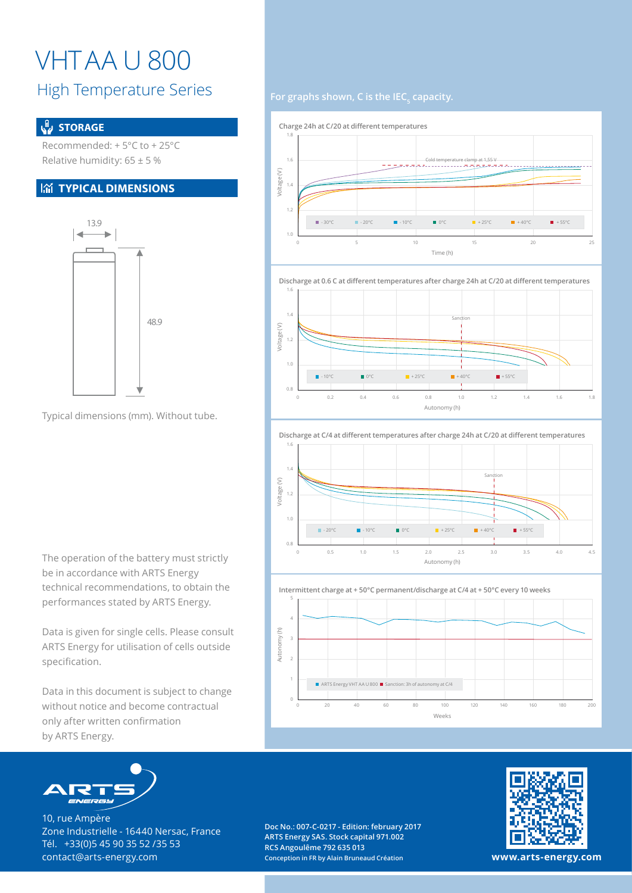# VHT AA U 800

## High Temperature Series

### STORAGE

Recommended: + 5°C to + 25°C
Relative humidity: 65 ± 5 %

### TYPICAL DIMENSIONS

13.9

48.9

Typical dimensions (mm). Without tube.

The operation of the battery must strictly be in accordance with ARTS Energy technical recommendations, to obtain the performances stated by ARTS Energy.

Data is given for single cells. Please consult ARTS Energy for utilisation of cells outside specification.

Data in this document is subject to change without notice and become contractual only after written confirmation by ARTS Energy.

**For graphs shown, C is the IEC$_5$ capacity.**

**Charge 24h at C/20 at different temperatures**

Cold temperature clamp at 1,55 V

Voltage (V)
1.8
1.6
1.4
1.2
1.0

- 30°C
- 20°C
- 10°C
0°C
+ 25°C
+ 40°C
+ 55°C

0
5
10
15
20
25
Time (h)

**Discharge at 0.6 C at different temperatures after charge 24h at C/20 at different temperatures**

Sanction

Voltage (V)
1.6
1.4
1.2
1.0
0.8

- 10°C
0°C
+ 25°C
+ 40°C
+ 55°C

0
0.2
0.4
0.6
0.8
1.0
1.2
1.4
1.6
1.8
Autonomy (h)

**Discharge at C/4 at different temperatures after charge 24h at C/20 at different temperatures**

Sanction

Voltage (V)
1.6
1.4
1.2
1.0
0.8

- 20°C
- 10°C
0°C
+ 25°C
+ 40°C
+ 55°C

0
0.5
1.0
1.5
2.0
2.5
3.0
3.5
4.0
4.5
Autonomy (h)

**Intermittent charge at + 50°C permanent/discharge at C/4 at + 50°C every 10 weeks**

Autonomy (h)
5
4
3
2
1
0

ARTS Energy VHT AA U 800
Sanction: 3h of autonomy at C/4

0
20
40
60
80
100
120
140
160
180
200
Weeks

10, rue Ampère
Zone Industrielle - 16440 Nersac, France
Tél. +33(0)5 45 90 35 52 /35 53
contact@arts-energy.com

**Doc No.: 007-C-0217 - Edition: february 2017**
**ARTS Energy SAS. Stock capital 971.002**
**RCS Angoulême 792 635 013**
**Conception in FR by Alain Bruneaud Création**

**www.arts-energy.com**